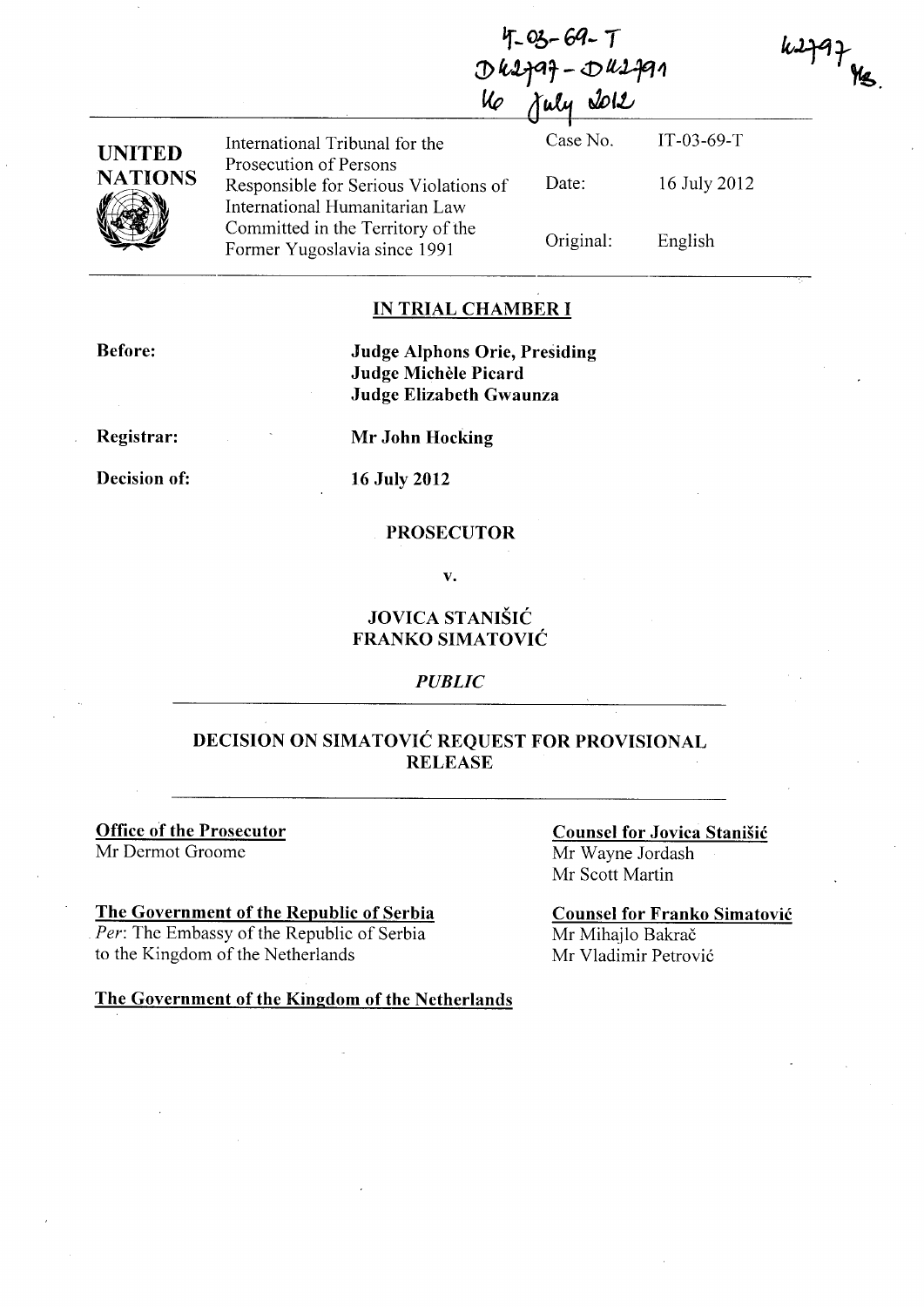IT-03-69-T
D42797 - D42791
16 July 2012

42797
YS.

| UNITED NATIONS | International Tribunal for the Prosecution of Persons Responsible for Serious Violations of International Humanitarian Law Committed in the Territory of the Former Yugoslavia since 1991 | Case No. | IT-03-69-T |
|---|---|---|---|
| | | Date: | 16 July 2012 |
| | | Original: | English |

## IN TRIAL CHAMBER I

**Before:** **Judge Alphons Orie, Presiding**
**Judge Michèle Picard**
**Judge Elizabeth Gwaunza**

**Registrar:** **Mr John Hocking**

**Decision of:** **16 July 2012**

**PROSECUTOR**

**v.**

**JOVICA STANIŠIĆ**
**FRANKO SIMATOVIĆ**

*PUBLIC*

## DECISION ON SIMATOVIĆ REQUEST FOR PROVISIONAL RELEASE

**Office of the Prosecutor**
Mr Dermot Groome

**The Government of the Republic of Serbia**
*Per*: The Embassy of the Republic of Serbia to the Kingdom of the Netherlands

**The Government of the Kingdom of the Netherlands**

**Counsel for Jovica Stanišić**
Mr Wayne Jordash
Mr Scott Martin

**Counsel for Franko Simatović**
Mr Mihajlo Bakrač
Mr Vladimir Petrović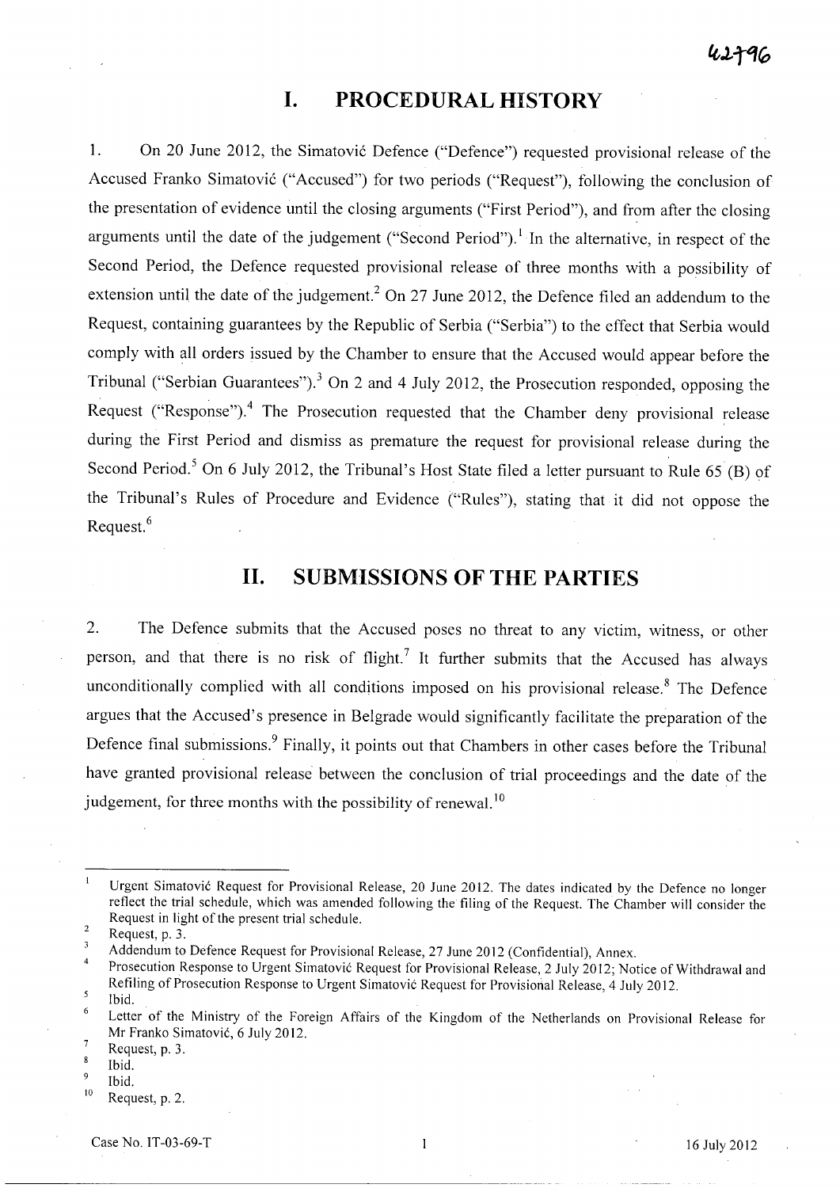# I. PROCEDURAL HISTORY

1. On 20 June 2012, the Simatović Defence ("Defence") requested provisional release of the Accused Franko Simatović ("Accused") for two periods ("Request"), following the conclusion of the presentation of evidence until the closing arguments ("First Period"), and from after the closing arguments until the date of the judgement ("Second Period").[1] In the alternative, in respect of the Second Period, the Defence requested provisional release of three months with a possibility of extension until the date of the judgement.[2] On 27 June 2012, the Defence filed an addendum to the Request, containing guarantees by the Republic of Serbia ("Serbia") to the effect that Serbia would comply with all orders issued by the Chamber to ensure that the Accused would appear before the Tribunal ("Serbian Guarantees").[3] On 2 and 4 July 2012, the Prosecution responded, opposing the Request ("Response").[4] The Prosecution requested that the Chamber deny provisional release during the First Period and dismiss as premature the request for provisional release during the Second Period.[5] On 6 July 2012, the Tribunal's Host State filed a letter pursuant to Rule 65 (B) of the Tribunal's Rules of Procedure and Evidence ("Rules"), stating that it did not oppose the Request.[6]

# II. SUBMISSIONS OF THE PARTIES

2. The Defence submits that the Accused poses no threat to any victim, witness, or other person, and that there is no risk of flight.[7] It further submits that the Accused has always unconditionally complied with all conditions imposed on his provisional release.[8] The Defence argues that the Accused's presence in Belgrade would significantly facilitate the preparation of the Defence final submissions.[9] Finally, it points out that Chambers in other cases before the Tribunal have granted provisional release between the conclusion of trial proceedings and the date of the judgement, for three months with the possibility of renewal.[10]

---

[1] Urgent Simatović Request for Provisional Release, 20 June 2012. The dates indicated by the Defence no longer reflect the trial schedule, which was amended following the filing of the Request. The Chamber will consider the Request in light of the present trial schedule.

[2] Request, p. 3.

[3] Addendum to Defence Request for Provisional Release, 27 June 2012 (Confidential), Annex.

[4] Prosecution Response to Urgent Simatović Request for Provisional Release, 2 July 2012; Notice of Withdrawal and Refiling of Prosecution Response to Urgent Simatović Request for Provisional Release, 4 July 2012.

[5] Ibid.

[6] Letter of the Ministry of the Foreign Affairs of the Kingdom of the Netherlands on Provisional Release for Mr Franko Simatović, 6 July 2012.

[7] Request, p. 3.

[8] Ibid.

[9] Ibid.

[10] Request, p. 2.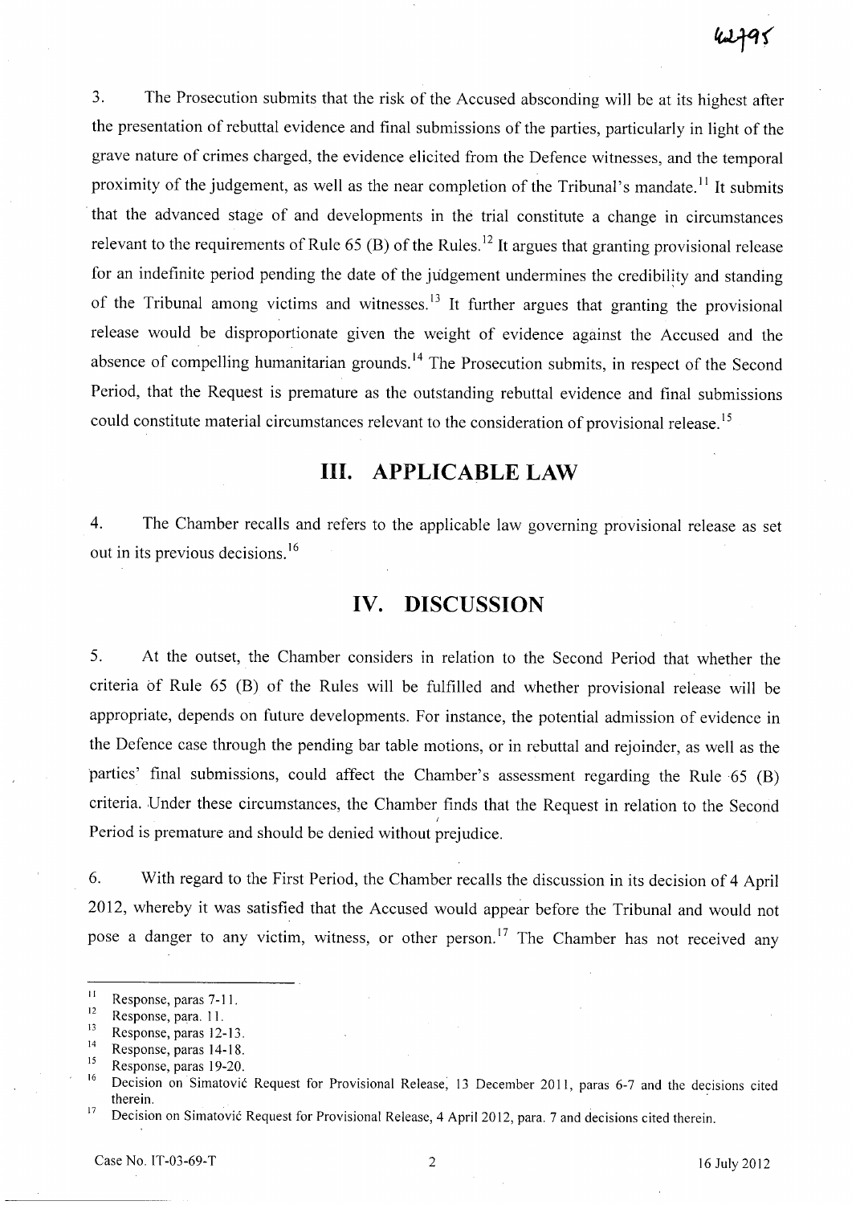3. The Prosecution submits that the risk of the Accused absconding will be at its highest after the presentation of rebuttal evidence and final submissions of the parties, particularly in light of the grave nature of crimes charged, the evidence elicited from the Defence witnesses, and the temporal proximity of the judgement, as well as the near completion of the Tribunal's mandate.[11] It submits that the advanced stage of and developments in the trial constitute a change in circumstances relevant to the requirements of Rule 65 (B) of the Rules.[12] It argues that granting provisional release for an indefinite period pending the date of the judgement undermines the credibility and standing of the Tribunal among victims and witnesses.[13] It further argues that granting the provisional release would be disproportionate given the weight of evidence against the Accused and the absence of compelling humanitarian grounds.[14] The Prosecution submits, in respect of the Second Period, that the Request is premature as the outstanding rebuttal evidence and final submissions could constitute material circumstances relevant to the consideration of provisional release.[15]

# III. APPLICABLE LAW

4. The Chamber recalls and refers to the applicable law governing provisional release as set out in its previous decisions.[16]

# IV. DISCUSSION

5. At the outset, the Chamber considers in relation to the Second Period that whether the criteria of Rule 65 (B) of the Rules will be fulfilled and whether provisional release will be appropriate, depends on future developments. For instance, the potential admission of evidence in the Defence case through the pending bar table motions, or in rebuttal and rejoinder, as well as the parties' final submissions, could affect the Chamber's assessment regarding the Rule 65 (B) criteria. Under these circumstances, the Chamber finds that the Request in relation to the Second Period is premature and should be denied without prejudice.

6. With regard to the First Period, the Chamber recalls the discussion in its decision of 4 April 2012, whereby it was satisfied that the Accused would appear before the Tribunal and would not pose a danger to any victim, witness, or other person.[17] The Chamber has not received any

---

[11] Response, paras 7-11.

[12] Response, para. 11.

[13] Response, paras 12-13.

[14] Response, paras 14-18.

[15] Response, paras 19-20.

[16] Decision on Simatović Request for Provisional Release, 13 December 2011, paras 6-7 and the decisions cited therein.

[17] Decision on Simatović Request for Provisional Release, 4 April 2012, para. 7 and decisions cited therein.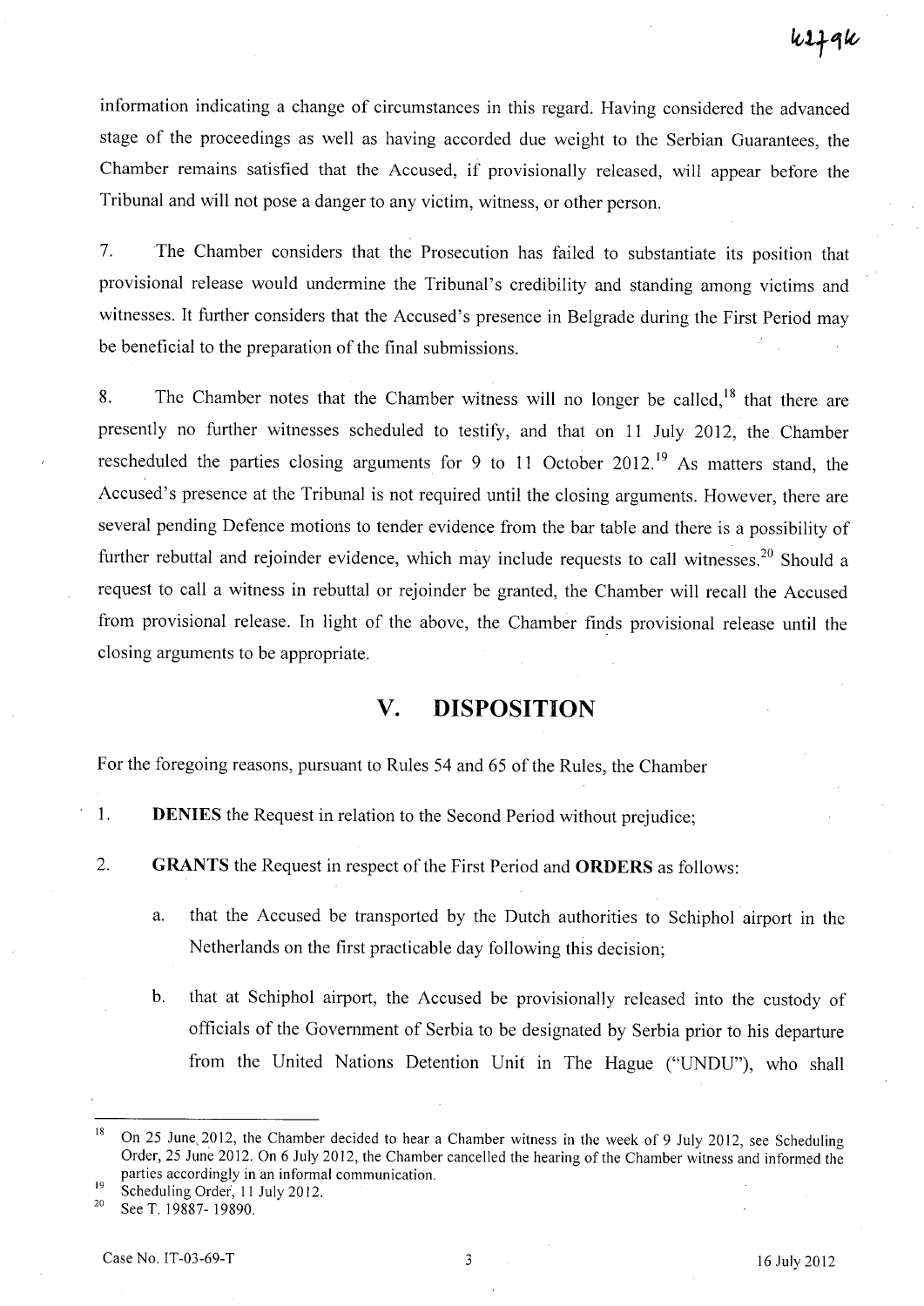information indicating a change of circumstances in this regard. Having considered the advanced stage of the proceedings as well as having accorded due weight to the Serbian Guarantees, the Chamber remains satisfied that the Accused, if provisionally released, will appear before the Tribunal and will not pose a danger to any victim, witness, or other person.

7. The Chamber considers that the Prosecution has failed to substantiate its position that provisional release would undermine the Tribunal's credibility and standing among victims and witnesses. It further considers that the Accused's presence in Belgrade during the First Period may be beneficial to the preparation of the final submissions.

8. The Chamber notes that the Chamber witness will no longer be called,[18] that there are presently no further witnesses scheduled to testify, and that on 11 July 2012, the Chamber rescheduled the parties closing arguments for 9 to 11 October 2012.[19] As matters stand, the Accused's presence at the Tribunal is not required until the closing arguments. However, there are several pending Defence motions to tender evidence from the bar table and there is a possibility of further rebuttal and rejoinder evidence, which may include requests to call witnesses.[20] Should a request to call a witness in rebuttal or rejoinder be granted, the Chamber will recall the Accused from provisional release. In light of the above, the Chamber finds provisional release until the closing arguments to be appropriate.

## V. DISPOSITION

For the foregoing reasons, pursuant to Rules 54 and 65 of the Rules, the Chamber

1. **DENIES** the Request in relation to the Second Period without prejudice;

2. **GRANTS** the Request in respect of the First Period and **ORDERS** as follows:

   a. that the Accused be transported by the Dutch authorities to Schiphol airport in the Netherlands on the first practicable day following this decision;

   b. that at Schiphol airport, the Accused be provisionally released into the custody of officials of the Government of Serbia to be designated by Serbia prior to his departure from the United Nations Detention Unit in The Hague ("UNDU"), who shall

---

[18] On 25 June 2012, the Chamber decided to hear a Chamber witness in the week of 9 July 2012, see Scheduling Order, 25 June 2012. On 6 July 2012, the Chamber cancelled the hearing of the Chamber witness and informed the parties accordingly in an informal communication.

[19] Scheduling Order, 11 July 2012.

[20] See T. 19887- 19890.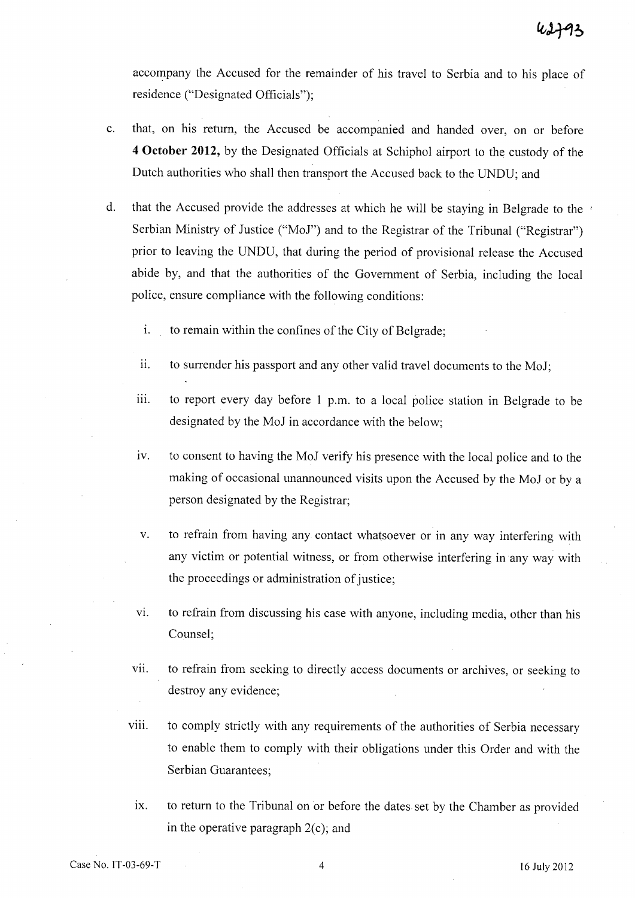accompany the Accused for the remainder of his travel to Serbia and to his place of residence ("Designated Officials");

c. that, on his return, the Accused be accompanied and handed over, on or before **4 October 2012,** by the Designated Officials at Schiphol airport to the custody of the Dutch authorities who shall then transport the Accused back to the UNDU; and

d. that the Accused provide the addresses at which he will be staying in Belgrade to the Serbian Ministry of Justice ("MoJ") and to the Registrar of the Tribunal ("Registrar") prior to leaving the UNDU, that during the period of provisional release the Accused abide by, and that the authorities of the Government of Serbia, including the local police, ensure compliance with the following conditions:

   i. to remain within the confines of the City of Belgrade;

   ii. to surrender his passport and any other valid travel documents to the MoJ;

   iii. to report every day before 1 p.m. to a local police station in Belgrade to be designated by the MoJ in accordance with the below;

   iv. to consent to having the MoJ verify his presence with the local police and to the making of occasional unannounced visits upon the Accused by the MoJ or by a person designated by the Registrar;

   v. to refrain from having any contact whatsoever or in any way interfering with any victim or potential witness, or from otherwise interfering in any way with the proceedings or administration of justice;

   vi. to refrain from discussing his case with anyone, including media, other than his Counsel;

   vii. to refrain from seeking to directly access documents or archives, or seeking to destroy any evidence;

   viii. to comply strictly with any requirements of the authorities of Serbia necessary to enable them to comply with their obligations under this Order and with the Serbian Guarantees;

   ix. to return to the Tribunal on or before the dates set by the Chamber as provided in the operative paragraph 2(c); and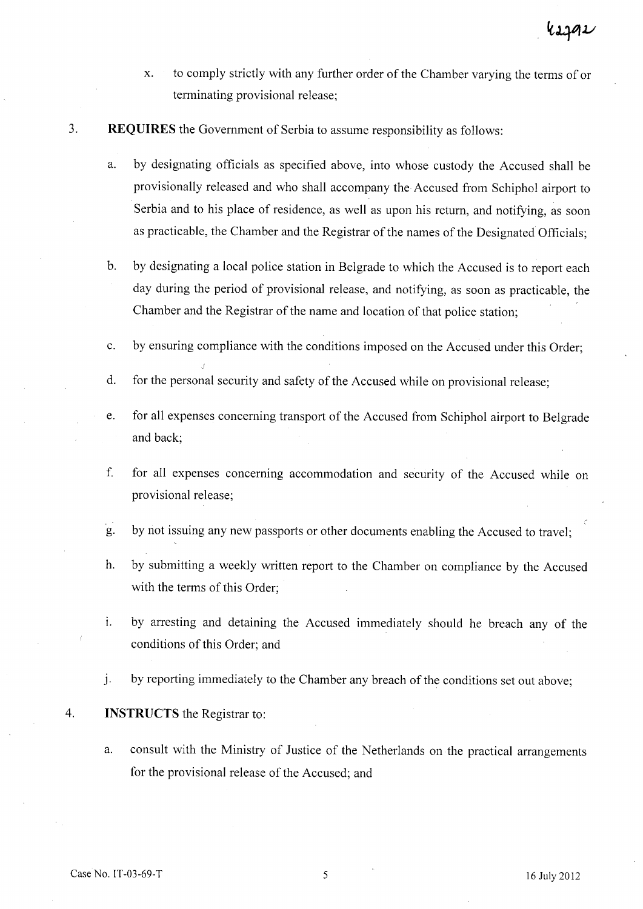x. to comply strictly with any further order of the Chamber varying the terms of or terminating provisional release;

3. **REQUIRES** the Government of Serbia to assume responsibility as follows:

   a. by designating officials as specified above, into whose custody the Accused shall be provisionally released and who shall accompany the Accused from Schiphol airport to Serbia and to his place of residence, as well as upon his return, and notifying, as soon as practicable, the Chamber and the Registrar of the names of the Designated Officials;

   b. by designating a local police station in Belgrade to which the Accused is to report each day during the period of provisional release, and notifying, as soon as practicable, the Chamber and the Registrar of the name and location of that police station;

   c. by ensuring compliance with the conditions imposed on the Accused under this Order;

   d. for the personal security and safety of the Accused while on provisional release;

   e. for all expenses concerning transport of the Accused from Schiphol airport to Belgrade and back;

   f. for all expenses concerning accommodation and security of the Accused while on provisional release;

   g. by not issuing any new passports or other documents enabling the Accused to travel;

   h. by submitting a weekly written report to the Chamber on compliance by the Accused with the terms of this Order;

   i. by arresting and detaining the Accused immediately should he breach any of the conditions of this Order; and

   j. by reporting immediately to the Chamber any breach of the conditions set out above;

4. **INSTRUCTS** the Registrar to:

   a. consult with the Ministry of Justice of the Netherlands on the practical arrangements for the provisional release of the Accused; and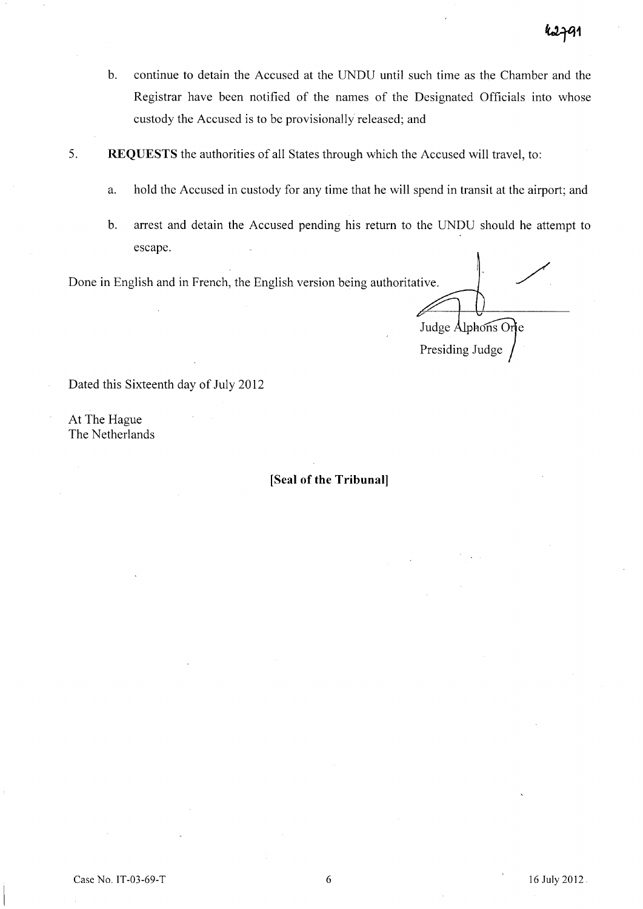b. continue to detain the Accused at the UNDU until such time as the Chamber and the Registrar have been notified of the names of the Designated Officials into whose custody the Accused is to be provisionally released; and

5. **REQUESTS** the authorities of all States through which the Accused will travel, to:

   a. hold the Accused in custody for any time that he will spend in transit at the airport; and

   b. arrest and detain the Accused pending his return to the UNDU should he attempt to escape.

Done in English and in French, the English version being authoritative.

Judge Alphons Orie
Presiding Judge

Dated this Sixteenth day of July 2012

At The Hague
The Netherlands

**[Seal of the Tribunal]**